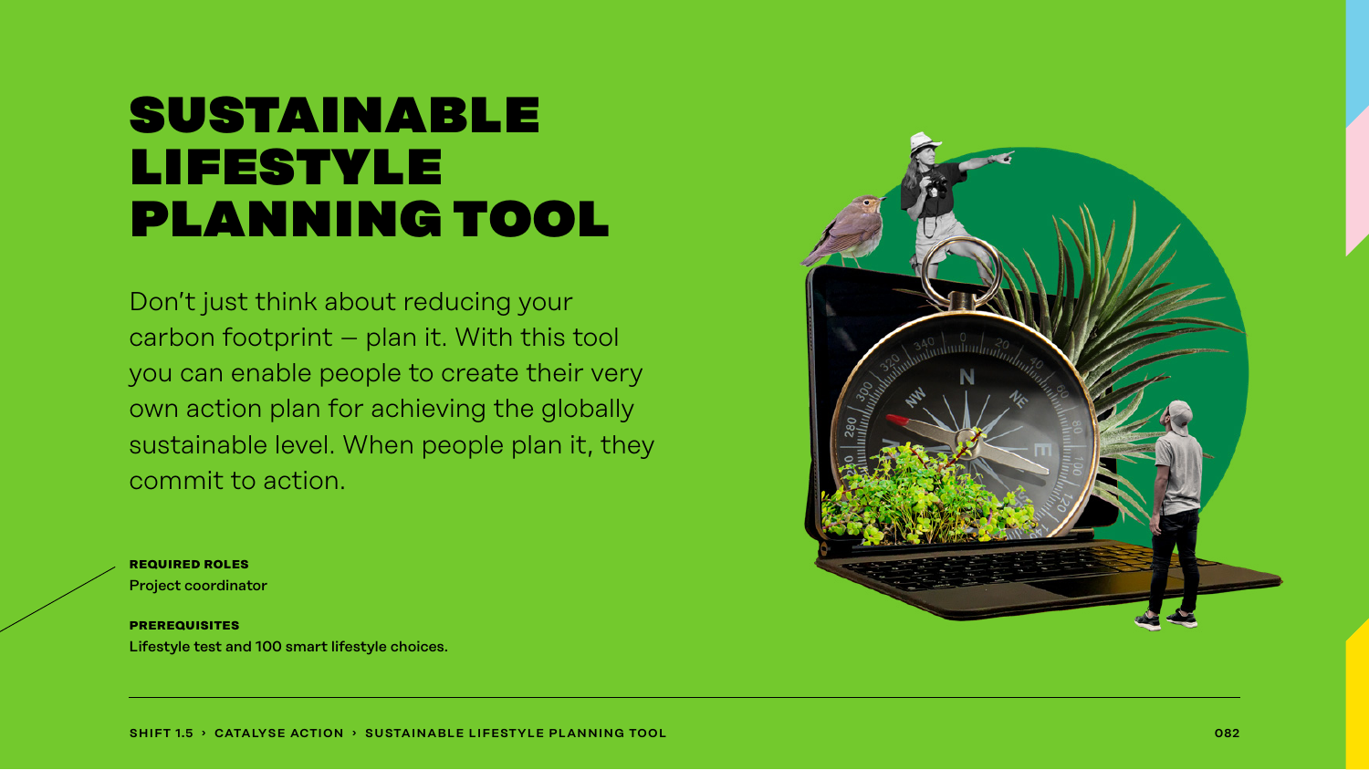# SUSTAINABLE LIFESTYLE PLANNING TOOL

Don't just think about reducing your carbon footprint – plan it. With this tool you can enable people to create their very own action plan for achieving the globally sustainable level. When people plan it, they commit to action.

**REQUIRED ROLES**
Project coordinator

**PREREQUISITES**
Lifestyle test and 100 smart lifestyle choices.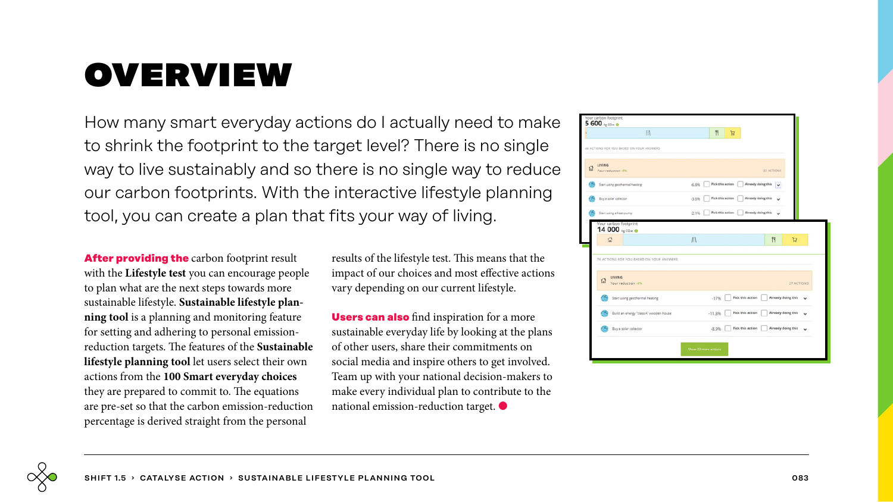# OVERVIEW

How many smart everyday actions do I actually need to make to shrink the footprint to the target level? There is no single way to live sustainably and so there is no single way to reduce our carbon footprints. With the interactive lifestyle planning tool, you can create a plan that fits your way of living.

**After providing the** carbon footprint result with the **Lifestyle test** you can encourage people to plan what are the next steps towards more sustainable lifestyle. **Sustainable lifestyle planning tool** is a planning and monitoring feature for setting and adhering to personal emission-reduction targets. The features of the **Sustainable lifestyle planning tool** let users select their own actions from the **100 Smart everyday choices** they are prepared to commit to. The equations are pre-set so that the carbon emission-reduction percentage is derived straight from the personal results of the lifestyle test. This means that the impact of our choices and most effective actions vary depending on our current lifestyle.

**Users can also** find inspiration for a more sustainable everyday life by looking at the plans of other users, share their commitments on social media and inspire others to get involved. Team up with your national decision-makers to make every individual plan to contribute to the national emission-reduction target.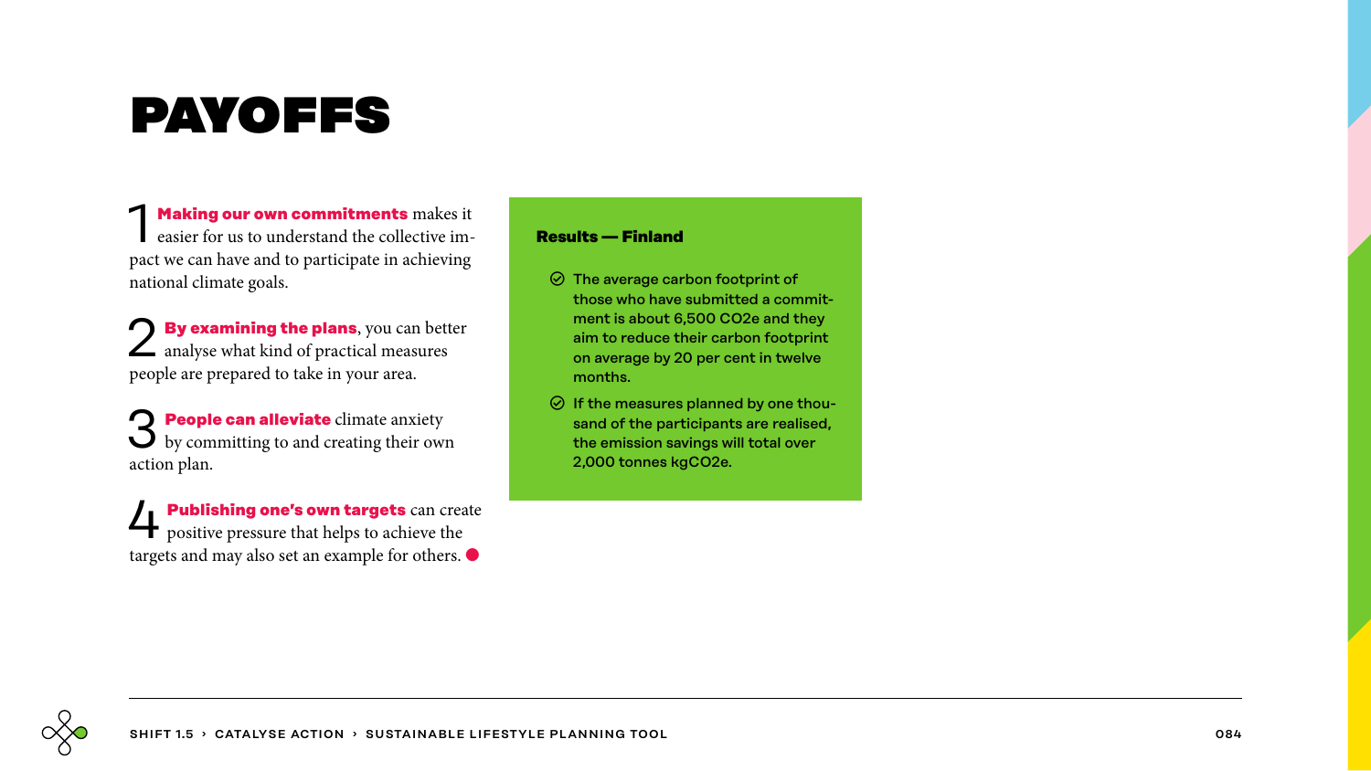# PAYOFFS

1 **Making our own commitments** makes it easier for us to understand the collective impact we can have and to participate in achieving national climate goals.

2 **By examining the plans**, you can better analyse what kind of practical measures people are prepared to take in your area.

3 **People can alleviate** climate anxiety by committing to and creating their own action plan.

4 **Publishing one's own targets** can create positive pressure that helps to achieve the targets and may also set an example for others.

**Results — Finland**

- The average carbon footprint of those who have submitted a commitment is about 6,500 CO2e and they aim to reduce their carbon footprint on average by 20 per cent in twelve months.
- If the measures planned by one thousand of the participants are realised, the emission savings will total over 2,000 tonnes kgCO2e.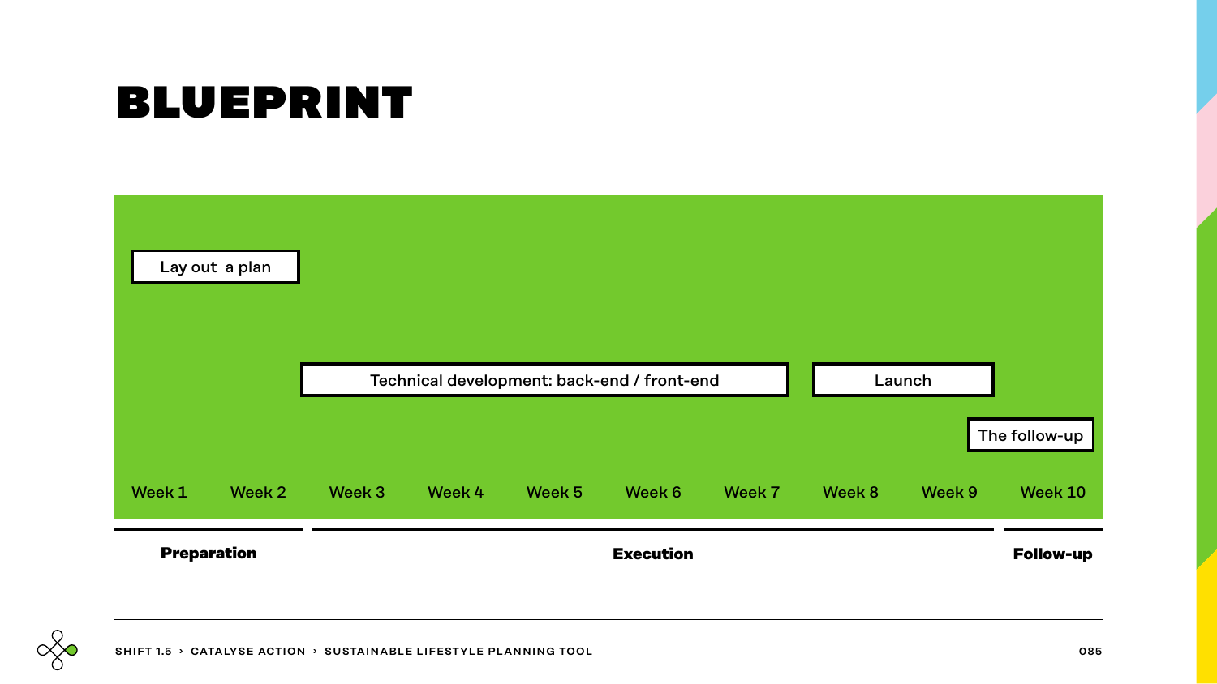# BLUEPRINT

| Week 1 | Week 2 | Week 3 | Week 4 | Week 5 | Week 6 | Week 7 | Week 8 | Week 9 | Week 10 |
|---|---|---|---|---|---|---|---|---|---|
| Lay out a plan | | | | | | | | | |
| | | Technical development: back-end / front-end | | | | | Launch | | |
| | | | | | | | | | The follow-up |

**Preparation** (Week 1 – Week 2)

**Execution** (Week 3 – Week 9)

**Follow-up** (Week 10)

SHIFT 1.5 › CATALYSE ACTION › SUSTAINABLE LIFESTYLE PLANNING TOOL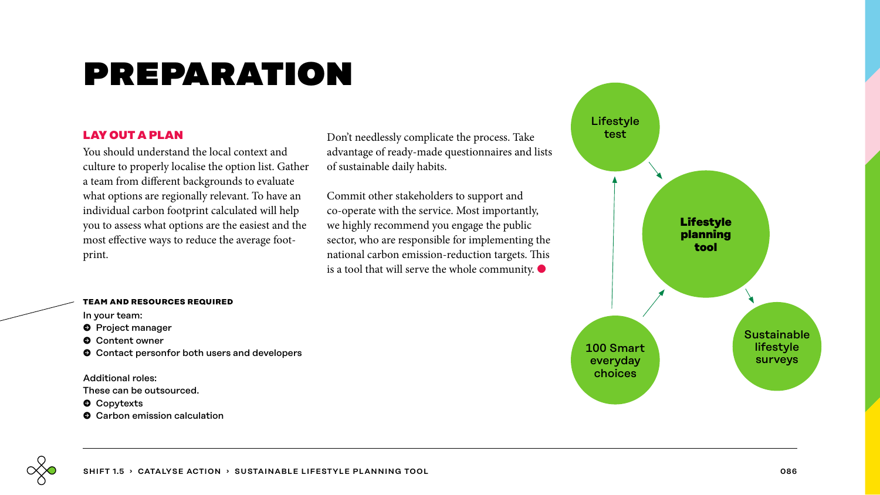# PREPARATION

### LAY OUT A PLAN

You should understand the local context and culture to properly localise the option list. Gather a team from different backgrounds to evaluate what options are regionally relevant. To have an individual carbon footprint calculated will help you to assess what options are the easiest and the most effective ways to reduce the average footprint.

Don't needlessly complicate the process. Take advantage of ready-made questionnaires and lists of sustainable daily habits.

Commit other stakeholders to support and co-operate with the service. Most importantly, we highly recommend you engage the public sector, who are responsible for implementing the national carbon emission-reduction targets. This is a tool that will serve the whole community.

**TEAM AND RESOURCES REQUIRED**

In your team:

- Project manager
- Content owner
- Contact personfor both users and developers

Additional roles:
These can be outsourced.

- Copytexts
- Carbon emission calculation

Lifestyle test

**Lifestyle planning tool**

100 Smart everyday choices

Sustainable lifestyle surveys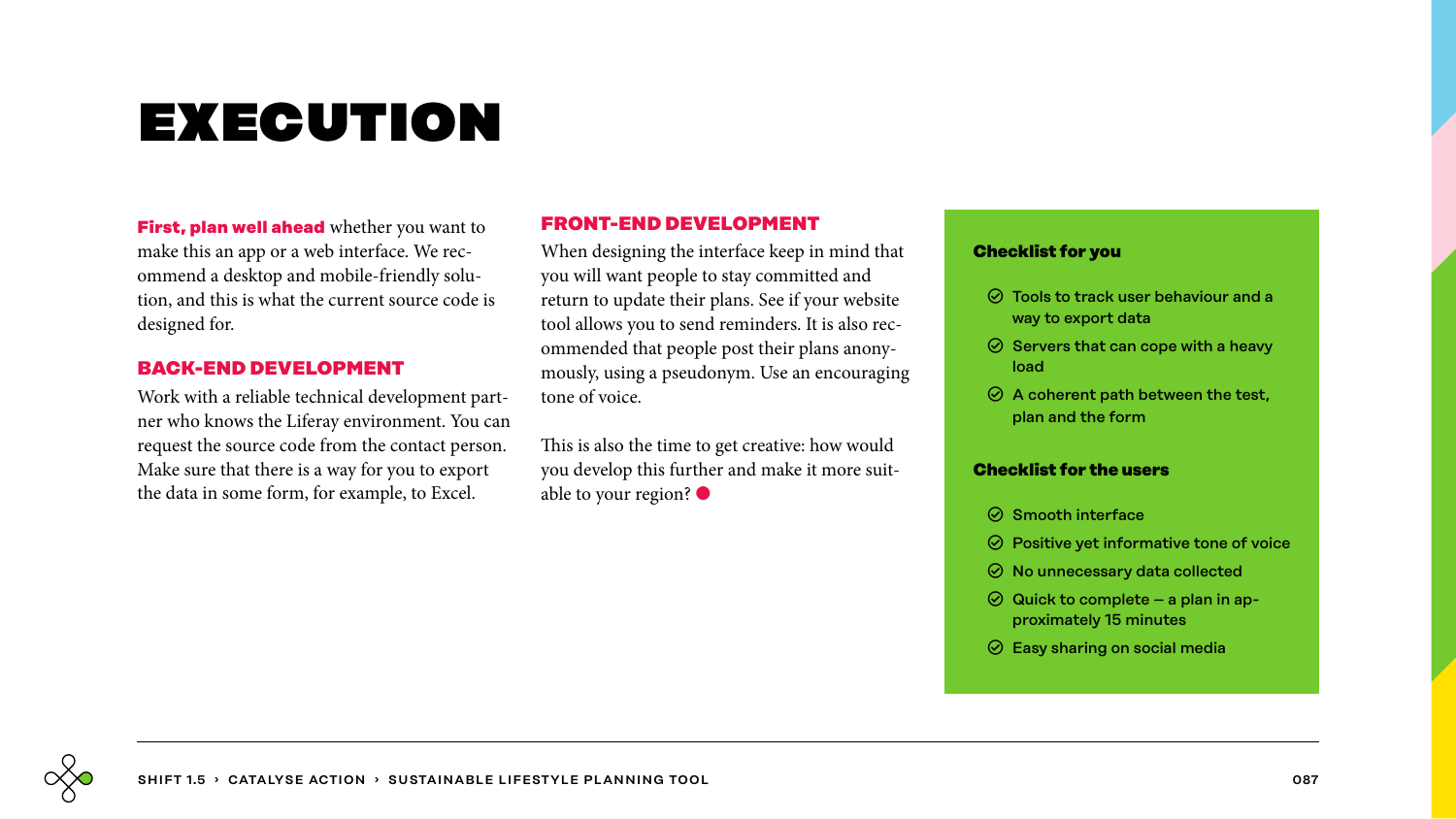# EXECUTION

**First, plan well ahead** whether you want to make this an app or a web interface. We recommend a desktop and mobile-friendly solution, and this is what the current source code is designed for.

## BACK-END DEVELOPMENT

Work with a reliable technical development partner who knows the Liferay environment. You can request the source code from the contact person. Make sure that there is a way for you to export the data in some form, for example, to Excel.

## FRONT-END DEVELOPMENT

When designing the interface keep in mind that you will want people to stay committed and return to update their plans. See if your website tool allows you to send reminders. It is also recommended that people post their plans anonymously, using a pseudonym. Use an encouraging tone of voice.

This is also the time to get creative: how would you develop this further and make it more suitable to your region?

### Checklist for you

- Tools to track user behaviour and a way to export data
- Servers that can cope with a heavy load
- A coherent path between the test, plan and the form

### Checklist for the users

- Smooth interface
- Positive yet informative tone of voice
- No unnecessary data collected
- Quick to complete – a plan in approximately 15 minutes
- Easy sharing on social media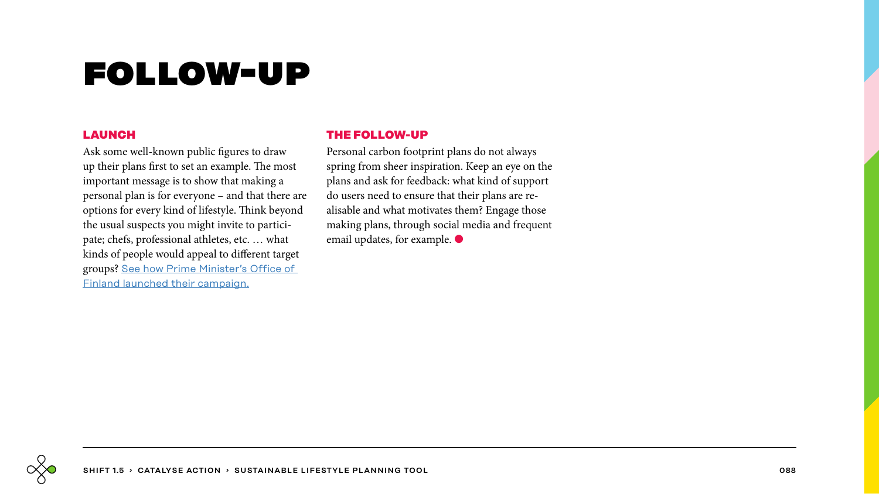# FOLLOW-UP

## LAUNCH

Ask some well-known public figures to draw up their plans first to set an example. The most important message is to show that making a personal plan is for everyone – and that there are options for every kind of lifestyle. Think beyond the usual suspects you might invite to participate; chefs, professional athletes, etc. … what kinds of people would appeal to different target groups? [See how Prime Minister's Office of Finland launched their campaign.]

## THE FOLLOW-UP

Personal carbon footprint plans do not always spring from sheer inspiration. Keep an eye on the plans and ask for feedback: what kind of support do users need to ensure that their plans are realisable and what motivates them? Engage those making plans, through social media and frequent email updates, for example.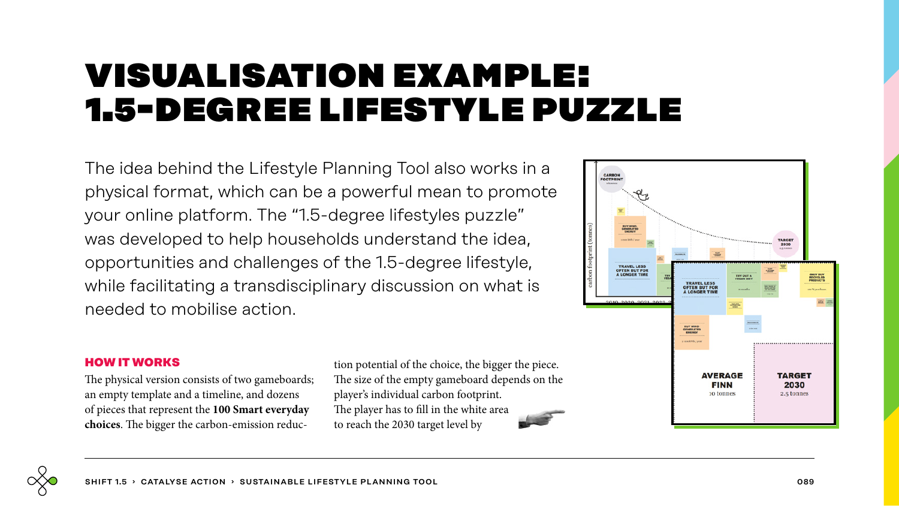# VISUALISATION EXAMPLE: 1.5-DEGREE LIFESTYLE PUZZLE

The idea behind the Lifestyle Planning Tool also works in a physical format, which can be a powerful mean to promote your online platform. The "1.5-degree lifestyles puzzle" was developed to help households understand the idea, opportunities and challenges of the 1.5-degree lifestyle, while facilitating a transdisciplinary discussion on what is needed to mobilise action.

### HOW IT WORKS

The physical version consists of two gameboards; an empty template and a timeline, and dozens of pieces that represent the **100 Smart everyday choices**. The bigger the carbon-emission reduction potential of the choice, the bigger the piece. The size of the empty gameboard depends on the player's individual carbon footprint. The player has to fill in the white area to reach the 2030 target level by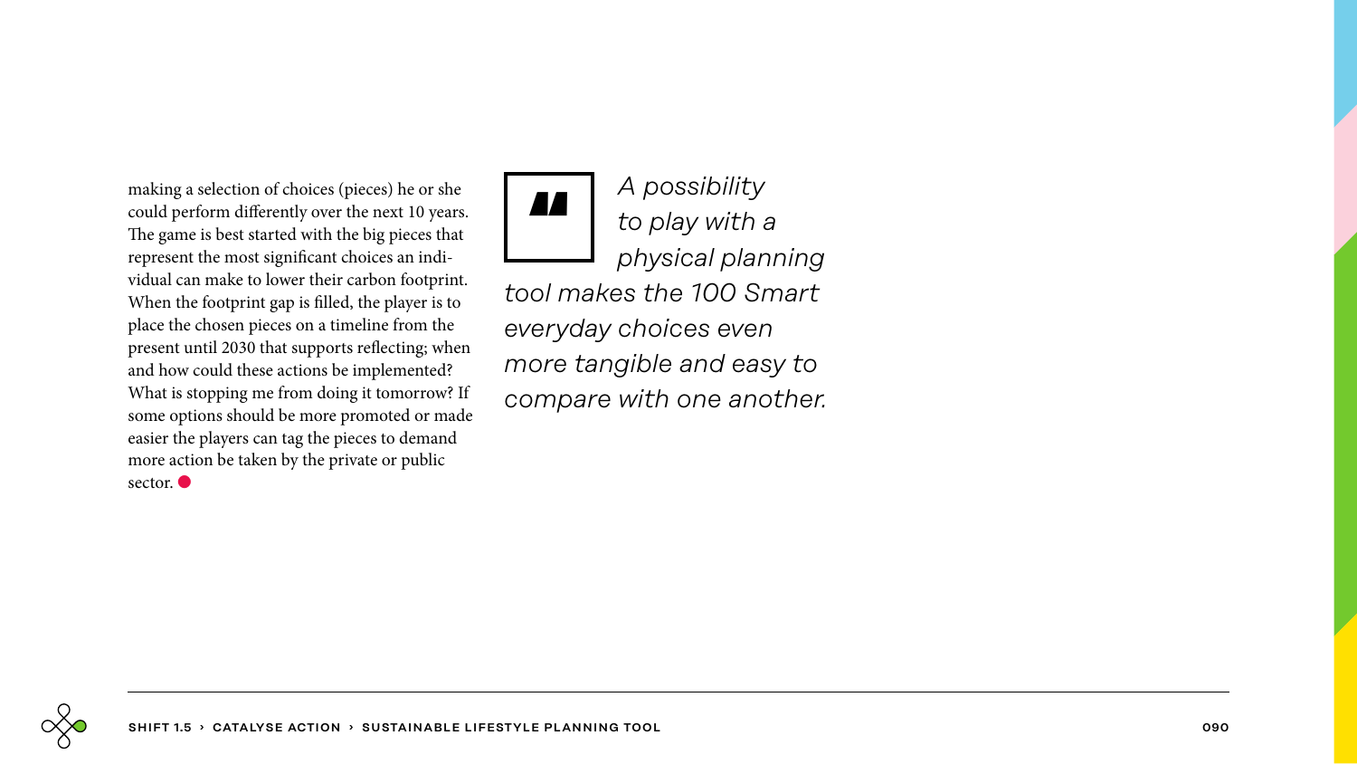making a selection of choices (pieces) he or she could perform differently over the next 10 years. The game is best started with the big pieces that represent the most significant choices an individual can make to lower their carbon footprint. When the footprint gap is filled, the player is to place the chosen pieces on a timeline from the present until 2030 that supports reflecting; when and how could these actions be implemented? What is stopping me from doing it tomorrow? If some options should be more promoted or made easier the players can tag the pieces to demand more action be taken by the private or public sector.

> *A possibility to play with a physical planning tool makes the 100 Smart everyday choices even more tangible and easy to compare with one another.*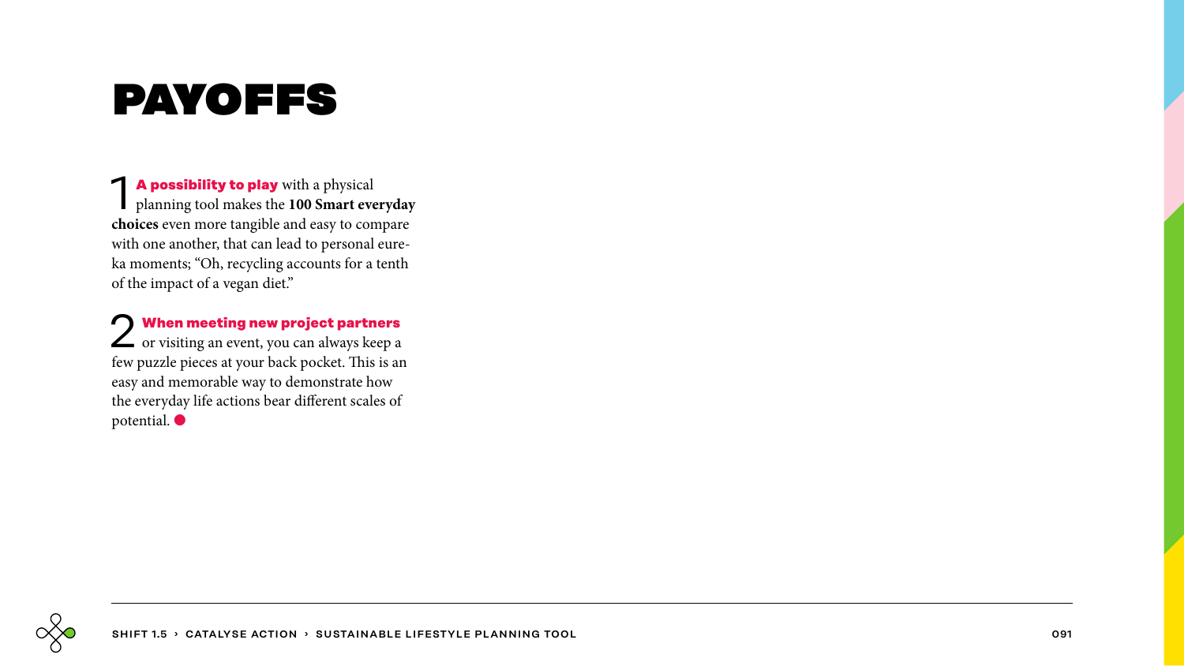# PAYOFFS

1 **A possibility to play** with a physical planning tool makes the **100 Smart everyday choices** even more tangible and easy to compare with one another, that can lead to personal eureka moments; "Oh, recycling accounts for a tenth of the impact of a vegan diet."

2 **When meeting new project partners** or visiting an event, you can always keep a few puzzle pieces at your back pocket. This is an easy and memorable way to demonstrate how the everyday life actions bear different scales of potential.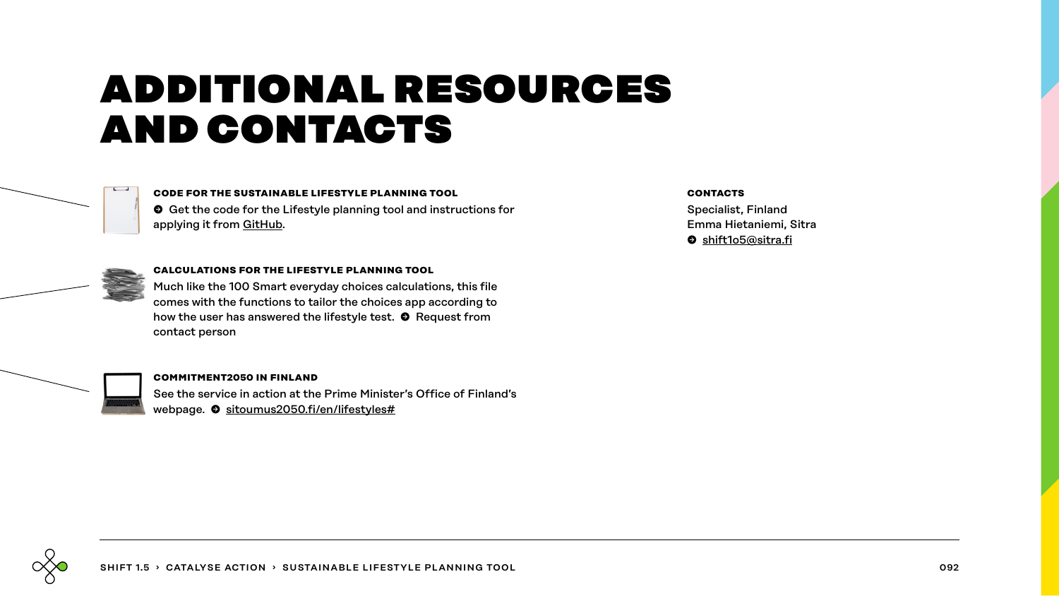# ADDITIONAL RESOURCES AND CONTACTS

**CODE FOR THE SUSTAINABLE LIFESTYLE PLANNING TOOL**

➜ Get the code for the Lifestyle planning tool and instructions for applying it from GitHub.

**CALCULATIONS FOR THE LIFESTYLE PLANNING TOOL**

Much like the 100 Smart everyday choices calculations, this file comes with the functions to tailor the choices app according to how the user has answered the lifestyle test. ➜ Request from contact person

**COMMITMENT2050 IN FINLAND**

See the service in action at the Prime Minister's Office of Finland's webpage. ➜ sitoumus2050.fi/en/lifestyles#

**CONTACTS**

Specialist, Finland
Emma Hietaniemi, Sitra
➜ shift1o5@sitra.fi